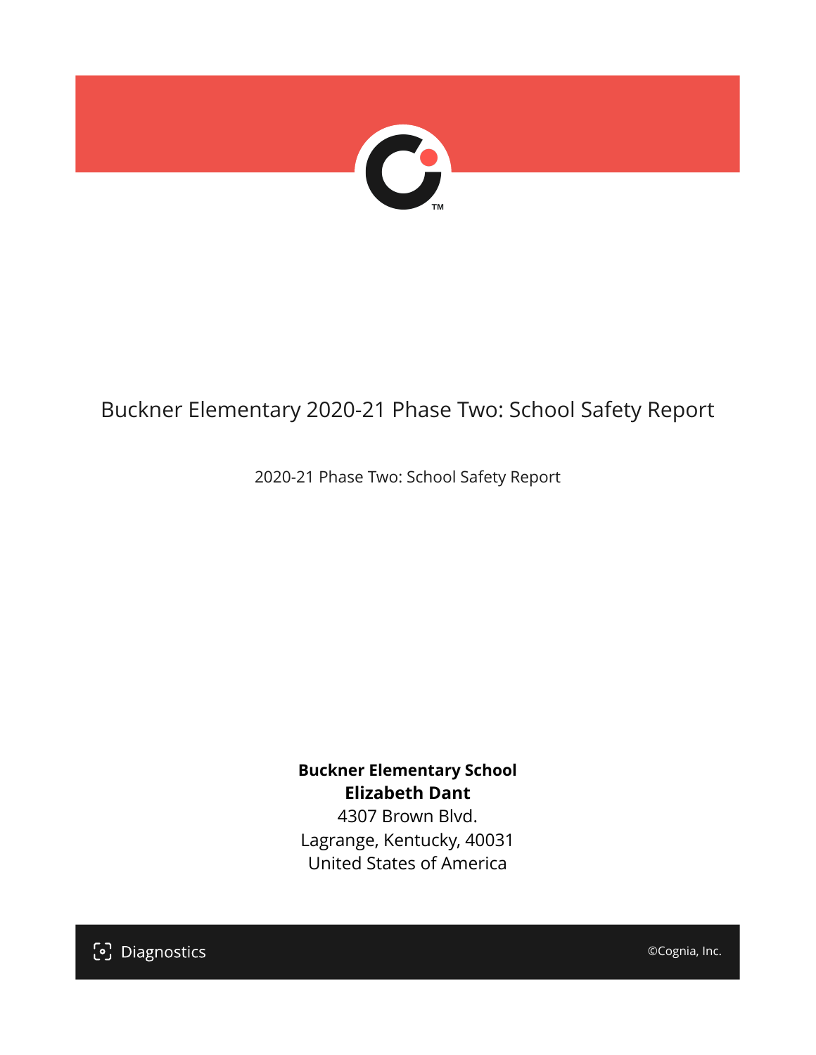# Buckner Elementary 2020-21 Phase Two: School Safety Report

2020-21 Phase Two: School Safety Report

**Buckner Elementary School**
**Elizabeth Dant**
4307 Brown Blvd.
Lagrange, Kentucky, 40031
United States of America

Diagnostics

©Cognia, Inc.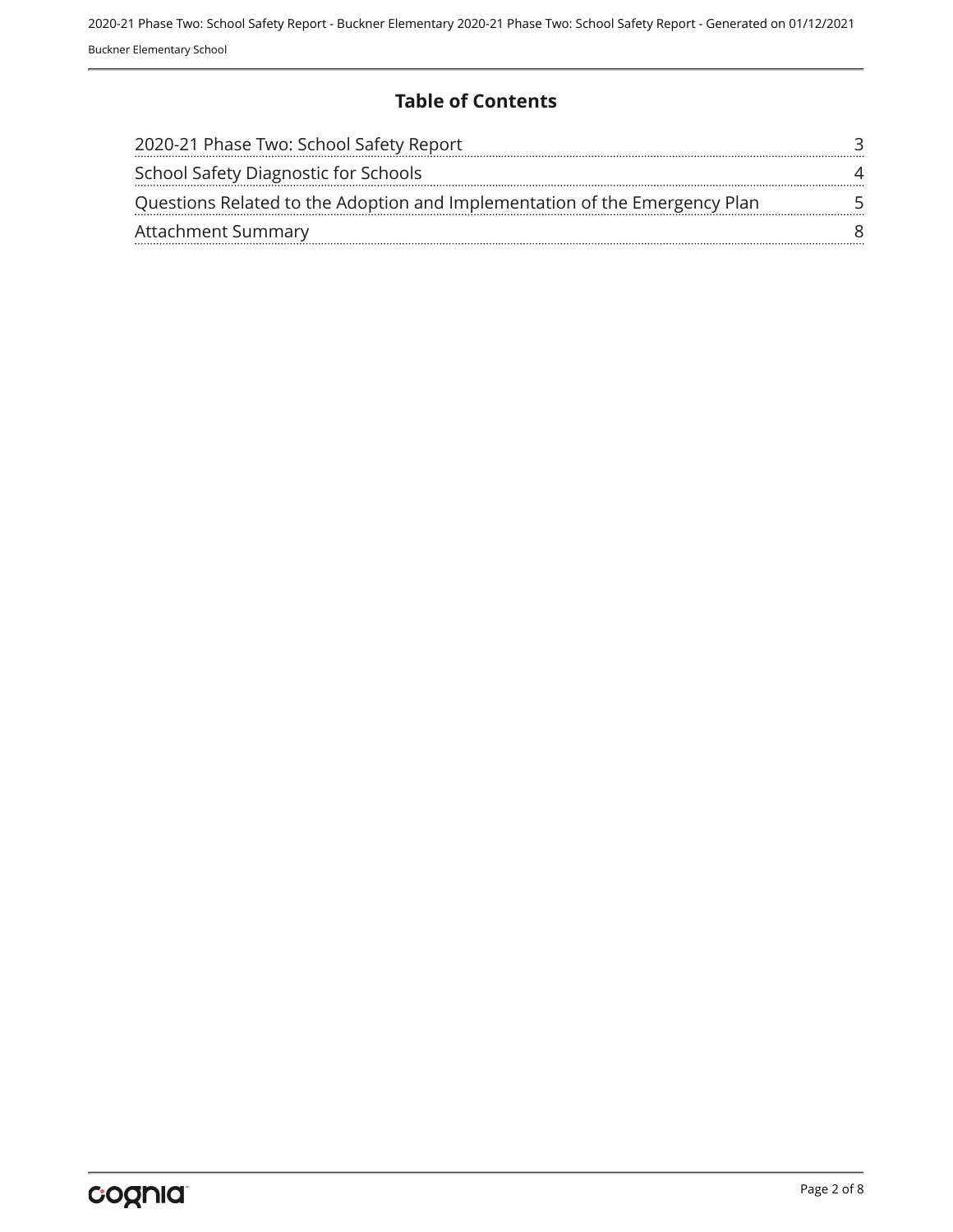## Table of Contents

| | |
|---|---|
| 2020-21 Phase Two: School Safety Report | 3 |
| School Safety Diagnostic for Schools | 4 |
| Questions Related to the Adoption and Implementation of the Emergency Plan | 5 |
| Attachment Summary | 8 |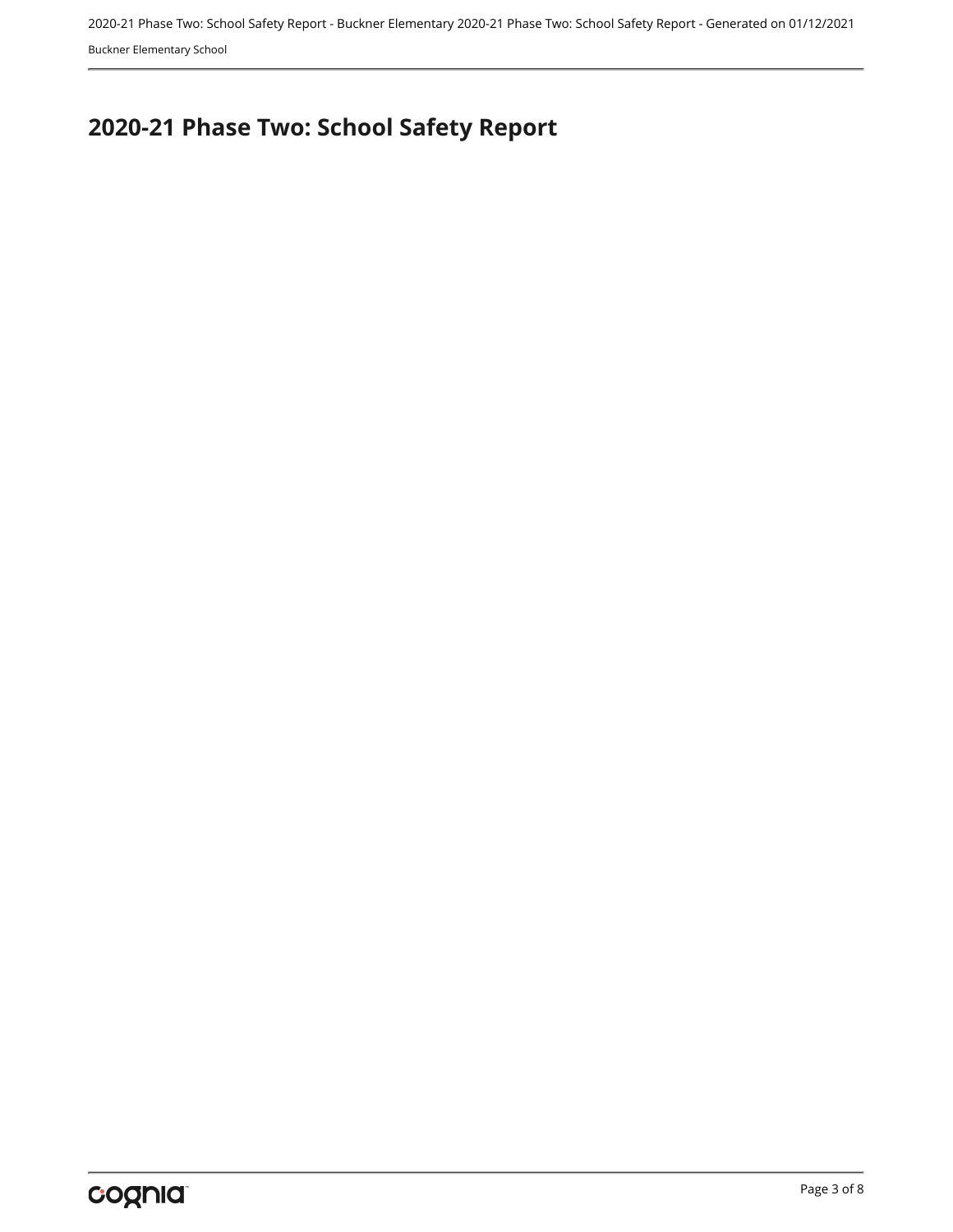# 2020-21 Phase Two: School Safety Report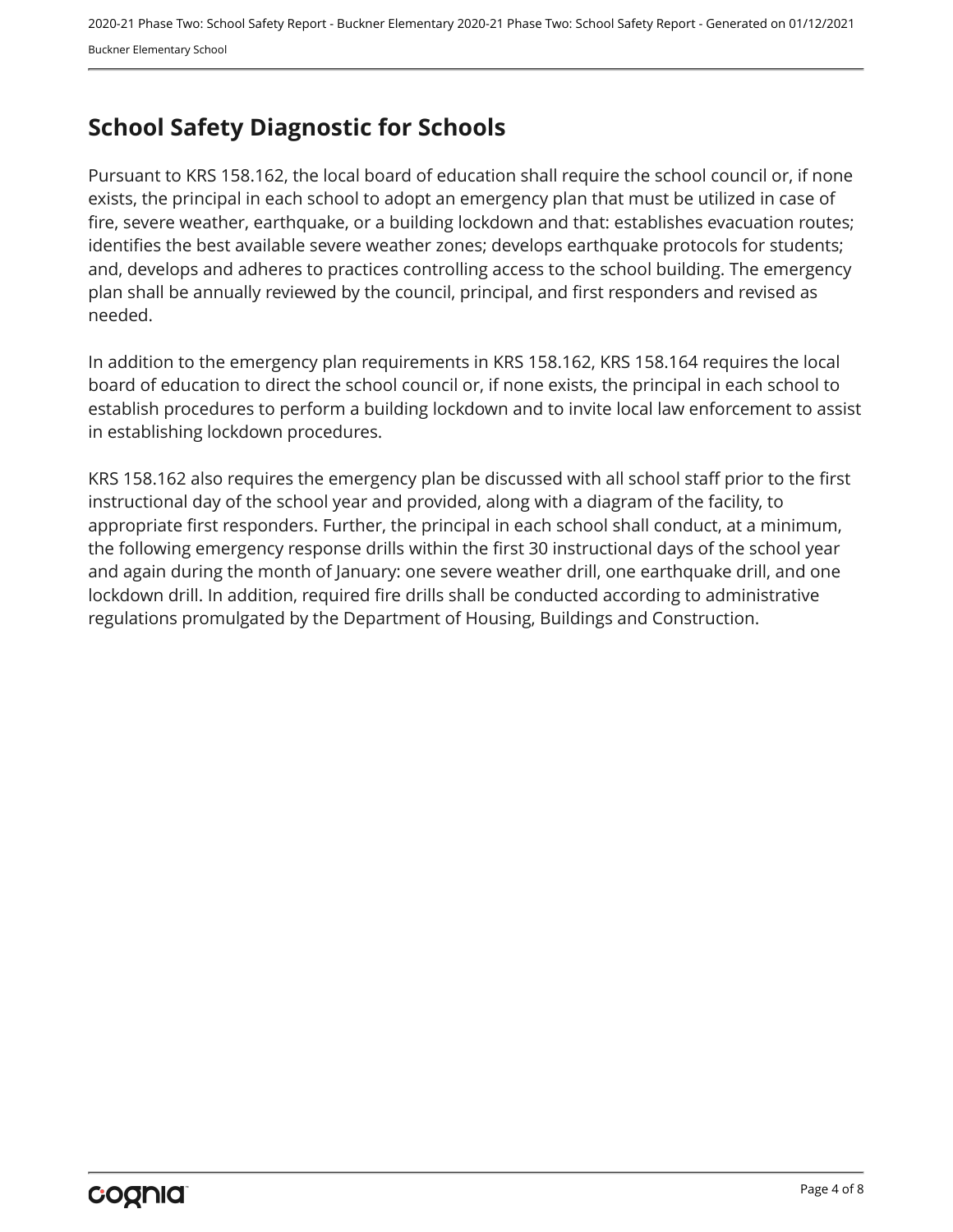## School Safety Diagnostic for Schools

Pursuant to KRS 158.162, the local board of education shall require the school council or, if none exists, the principal in each school to adopt an emergency plan that must be utilized in case of fire, severe weather, earthquake, or a building lockdown and that: establishes evacuation routes; identifies the best available severe weather zones; develops earthquake protocols for students; and, develops and adheres to practices controlling access to the school building. The emergency plan shall be annually reviewed by the council, principal, and first responders and revised as needed.

In addition to the emergency plan requirements in KRS 158.162, KRS 158.164 requires the local board of education to direct the school council or, if none exists, the principal in each school to establish procedures to perform a building lockdown and to invite local law enforcement to assist in establishing lockdown procedures.

KRS 158.162 also requires the emergency plan be discussed with all school staff prior to the first instructional day of the school year and provided, along with a diagram of the facility, to appropriate first responders. Further, the principal in each school shall conduct, at a minimum, the following emergency response drills within the first 30 instructional days of the school year and again during the month of January: one severe weather drill, one earthquake drill, and one lockdown drill. In addition, required fire drills shall be conducted according to administrative regulations promulgated by the Department of Housing, Buildings and Construction.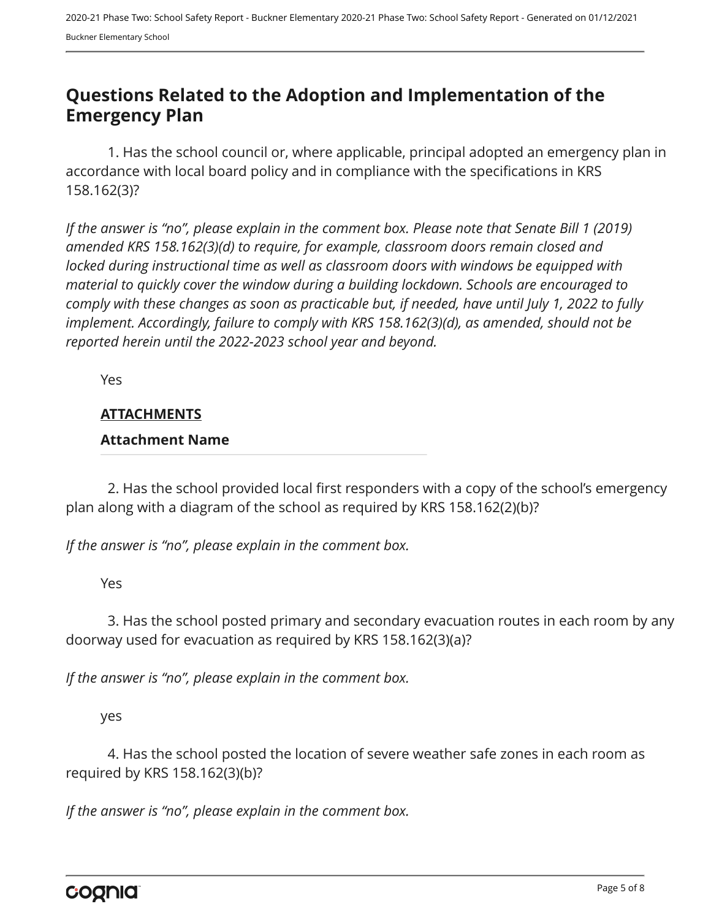## Questions Related to the Adoption and Implementation of the Emergency Plan

1. Has the school council or, where applicable, principal adopted an emergency plan in accordance with local board policy and in compliance with the specifications in KRS 158.162(3)?

*If the answer is "no", please explain in the comment box. Please note that Senate Bill 1 (2019) amended KRS 158.162(3)(d) to require, for example, classroom doors remain closed and locked during instructional time as well as classroom doors with windows be equipped with material to quickly cover the window during a building lockdown. Schools are encouraged to comply with these changes as soon as practicable but, if needed, have until July 1, 2022 to fully implement. Accordingly, failure to comply with KRS 158.162(3)(d), as amended, should not be reported herein until the 2022-2023 school year and beyond.*

Yes

**ATTACHMENTS**

**Attachment Name**

2. Has the school provided local first responders with a copy of the school's emergency plan along with a diagram of the school as required by KRS 158.162(2)(b)?

*If the answer is "no", please explain in the comment box.*

Yes

3. Has the school posted primary and secondary evacuation routes in each room by any doorway used for evacuation as required by KRS 158.162(3)(a)?

*If the answer is "no", please explain in the comment box.*

yes

4. Has the school posted the location of severe weather safe zones in each room as required by KRS 158.162(3)(b)?

*If the answer is "no", please explain in the comment box.*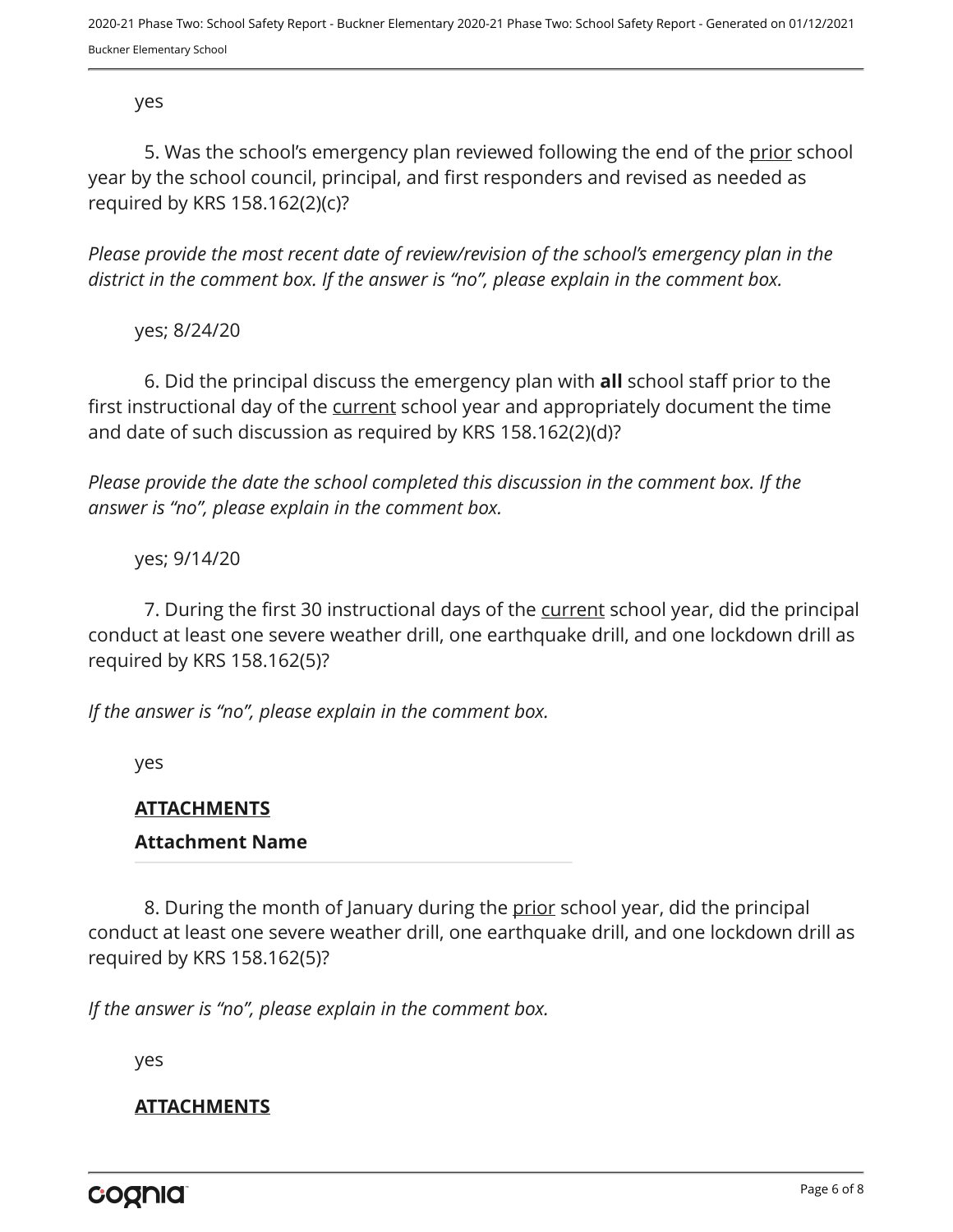yes

5. Was the school's emergency plan reviewed following the end of the prior school year by the school council, principal, and first responders and revised as needed as required by KRS 158.162(2)(c)?

*Please provide the most recent date of review/revision of the school's emergency plan in the district in the comment box. If the answer is "no", please explain in the comment box.*

yes; 8/24/20

6. Did the principal discuss the emergency plan with **all** school staff prior to the first instructional day of the current school year and appropriately document the time and date of such discussion as required by KRS 158.162(2)(d)?

*Please provide the date the school completed this discussion in the comment box. If the answer is "no", please explain in the comment box.*

yes; 9/14/20

7. During the first 30 instructional days of the current school year, did the principal conduct at least one severe weather drill, one earthquake drill, and one lockdown drill as required by KRS 158.162(5)?

*If the answer is "no", please explain in the comment box.*

yes

**ATTACHMENTS**

**Attachment Name**

8. During the month of January during the prior school year, did the principal conduct at least one severe weather drill, one earthquake drill, and one lockdown drill as required by KRS 158.162(5)?

*If the answer is "no", please explain in the comment box.*

yes

**ATTACHMENTS**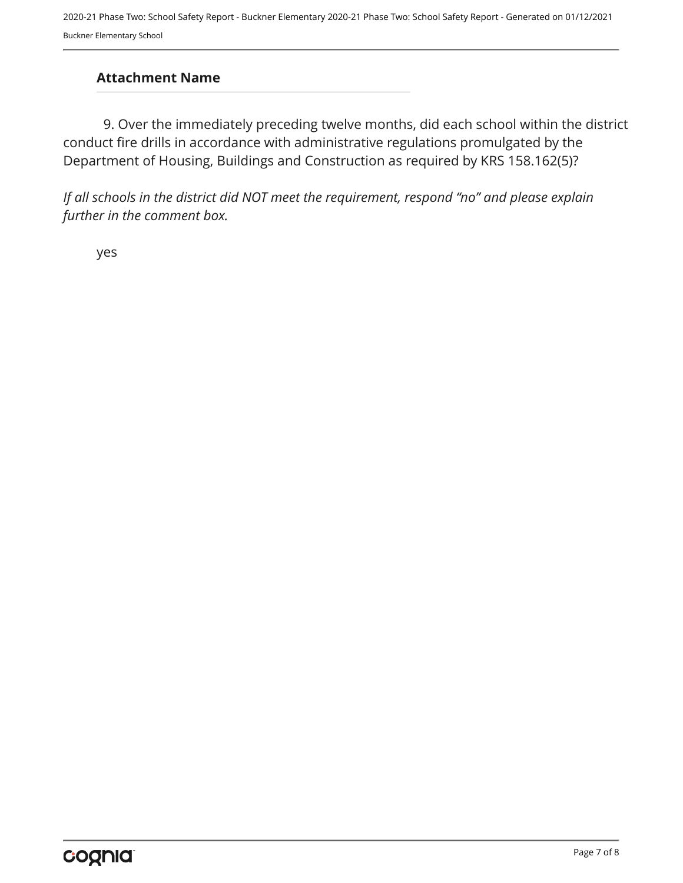### Attachment Name

9. Over the immediately preceding twelve months, did each school within the district conduct fire drills in accordance with administrative regulations promulgated by the Department of Housing, Buildings and Construction as required by KRS 158.162(5)?

*If all schools in the district did NOT meet the requirement, respond “no” and please explain further in the comment box.*

yes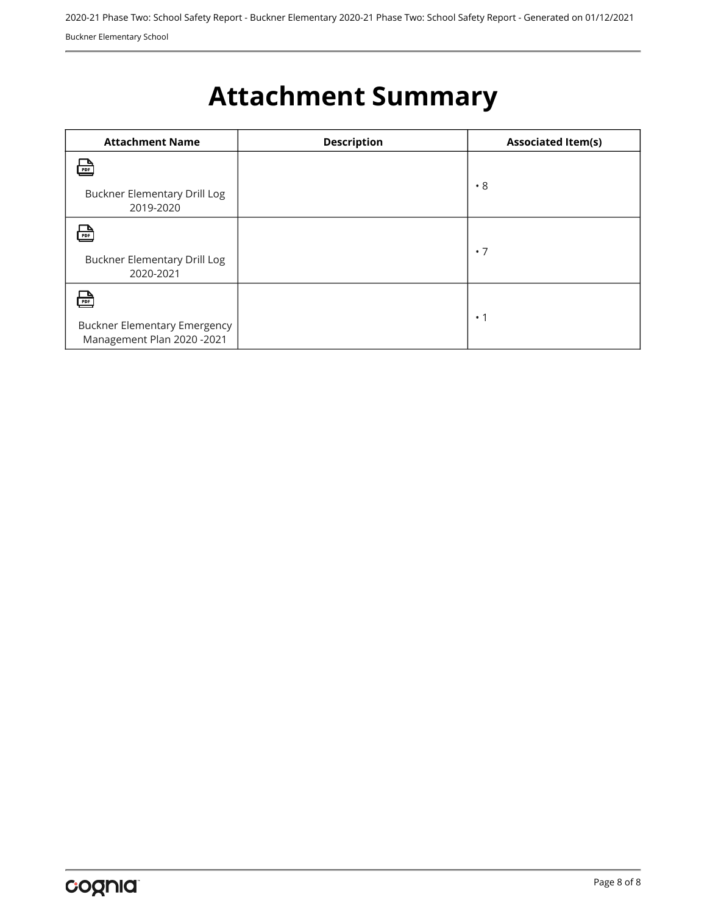# Attachment Summary

| Attachment Name | Description | Associated Item(s) |
| --- | --- | --- |
| Buckner Elementary Drill Log 2019-2020 | | • 8 |
| Buckner Elementary Drill Log 2020-2021 | | • 7 |
| Buckner Elementary Emergency Management Plan 2020 -2021 | | • 1 |